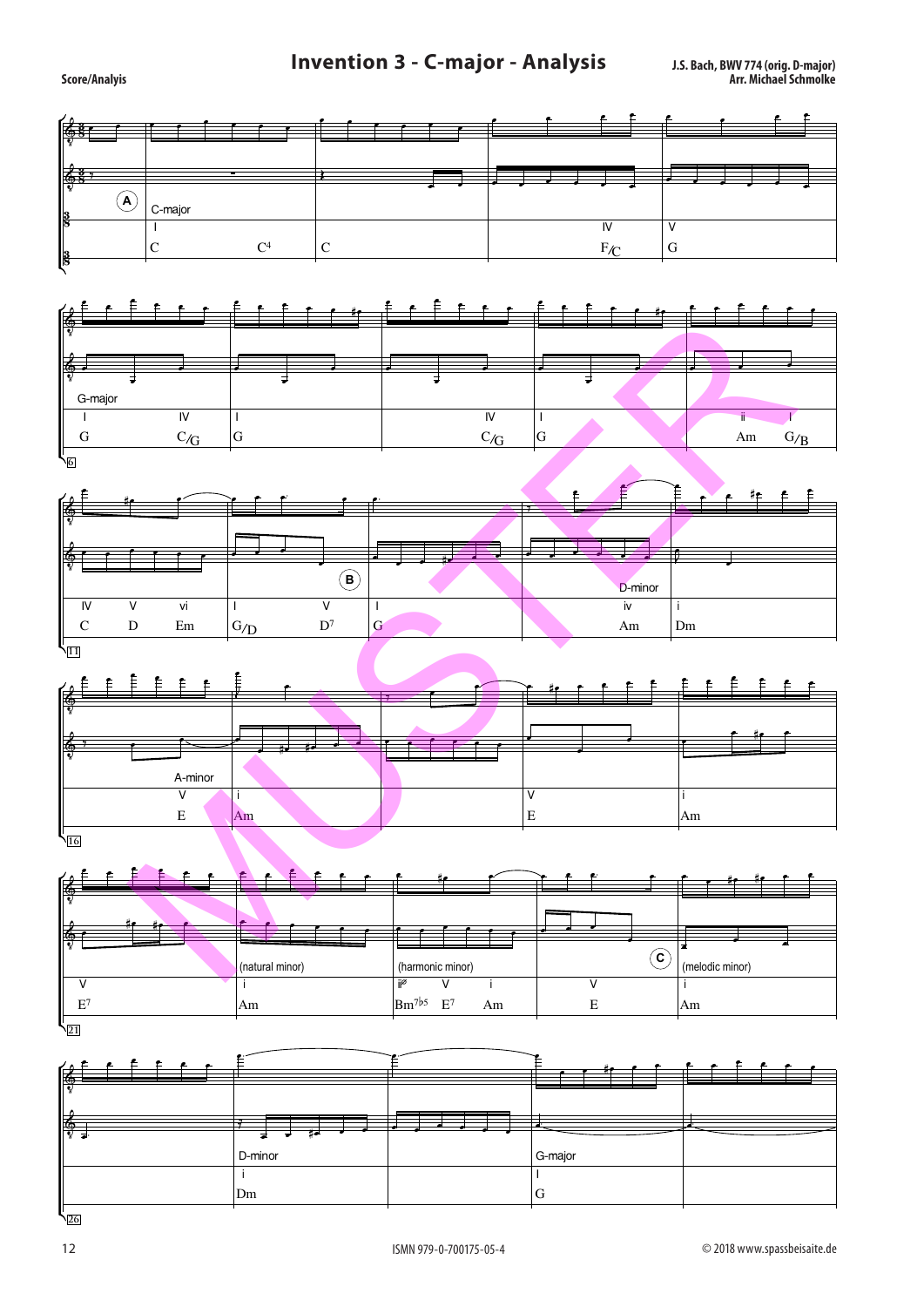# Invention 3 - C-major - Analysis

**Score/Analyis**

**J.S. Bach, BWV 774 (orig. D-major)**
**Arr. Michael Schmolke**

A — C-major

| I | | | IV | V |
|---|---|---|---|---|
| C | $C^4$ | C | F/C | G |

6 — G-major

| I | IV | I | IV | I | ii | I |
|---|---|---|---|---|---|---|
| G | C/G | G | C/G | G | Am | G/B |

11

| IV | V | vi | I | V | I | iv | i |
|---|---|---|---|---|---|---|---|
| C | D | Em | G/D | $D^7$ | G | Am | Dm |

B — D-minor

16 — A-minor

| V | i | V | i |
|---|---|---|---|
| E | Am | E | Am |

21

| V | i | ii° | V | i | V | i |
|---|---|---|---|---|---|---|
| $E^7$ | Am | $Bm^{7b5}$ | $E^7$ | Am | E | Am |

(natural minor) (harmonic minor) C (melodic minor)

26 — D-minor, G-major

| i | I |
|---|---|
| Dm | G |

ISMN 979-0-700175-05-4

© 2018 www.spassbeisaite.de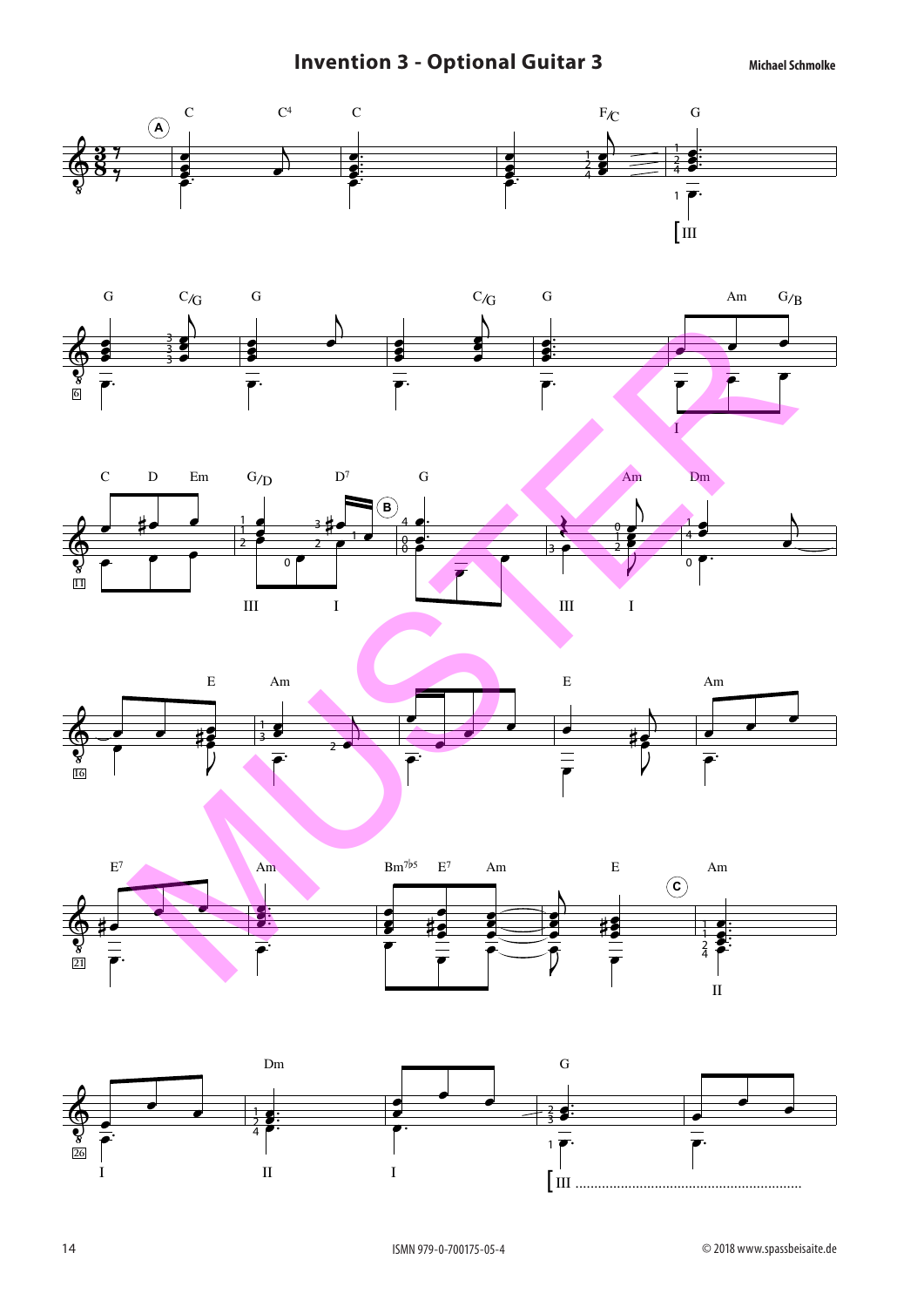# Invention 3 - Optional Guitar 3

**Michael Schmolke**